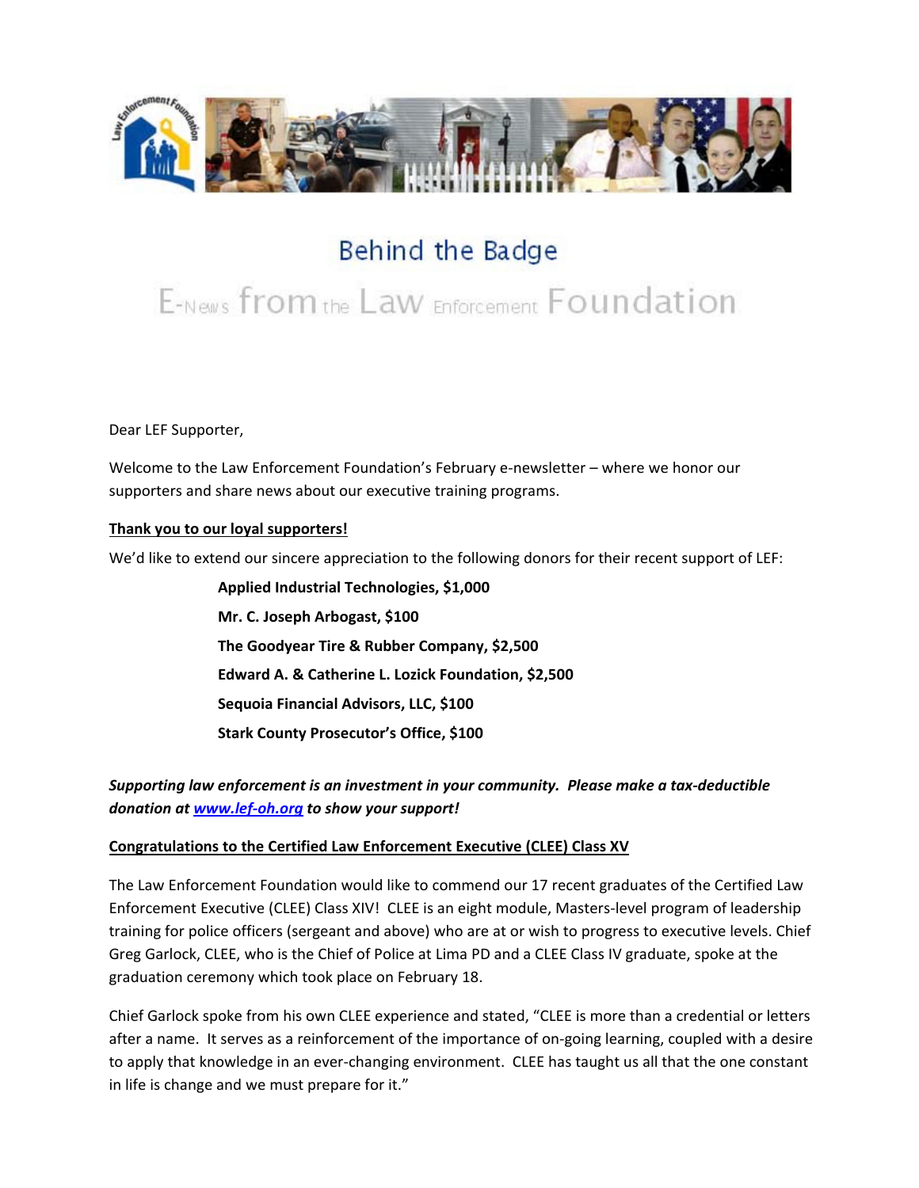# Behind the Badge

## E-News from the Law Enforcement Foundation

Dear LEF Supporter,

Welcome to the Law Enforcement Foundation's February e-newsletter – where we honor our supporters and share news about our executive training programs.

**Thank you to our loyal supporters!**

We'd like to extend our sincere appreciation to the following donors for their recent support of LEF:

**Applied Industrial Technologies, $1,000**

**Mr. C. Joseph Arbogast, $100**

**The Goodyear Tire & Rubber Company, $2,500**

**Edward A. & Catherine L. Lozick Foundation, $2,500**

**Sequoia Financial Advisors, LLC, $100**

**Stark County Prosecutor's Office, $100**

***Supporting law enforcement is an investment in your community. Please make a tax-deductible donation at [www.lef-oh.org](www.lef-oh.org) to show your support!***

**Congratulations to the Certified Law Enforcement Executive (CLEE) Class XV**

The Law Enforcement Foundation would like to commend our 17 recent graduates of the Certified Law Enforcement Executive (CLEE) Class XIV! CLEE is an eight module, Masters-level program of leadership training for police officers (sergeant and above) who are at or wish to progress to executive levels. Chief Greg Garlock, CLEE, who is the Chief of Police at Lima PD and a CLEE Class IV graduate, spoke at the graduation ceremony which took place on February 18.

Chief Garlock spoke from his own CLEE experience and stated, "CLEE is more than a credential or letters after a name. It serves as a reinforcement of the importance of on-going learning, coupled with a desire to apply that knowledge in an ever-changing environment. CLEE has taught us all that the one constant in life is change and we must prepare for it."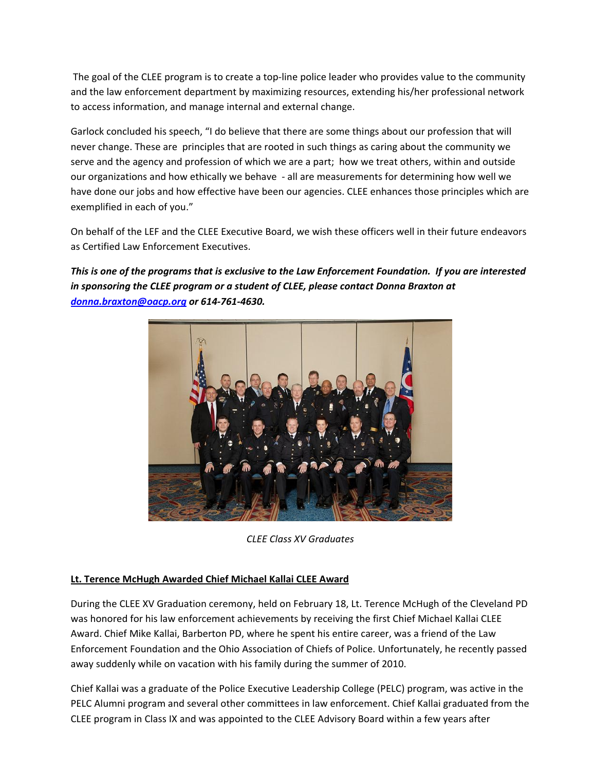The goal of the CLEE program is to create a top-line police leader who provides value to the community and the law enforcement department by maximizing resources, extending his/her professional network to access information, and manage internal and external change.

Garlock concluded his speech, "I do believe that there are some things about our profession that will never change. These are principles that are rooted in such things as caring about the community we serve and the agency and profession of which we are a part; how we treat others, within and outside our organizations and how ethically we behave - all are measurements for determining how well we have done our jobs and how effective have been our agencies. CLEE enhances those principles which are exemplified in each of you."

On behalf of the LEF and the CLEE Executive Board, we wish these officers well in their future endeavors as Certified Law Enforcement Executives.

***This is one of the programs that is exclusive to the Law Enforcement Foundation. If you are interested in sponsoring the CLEE program or a student of CLEE, please contact Donna Braxton at [donna.braxton@oacp.org](mailto:donna.braxton@oacp.org) or 614-761-4630.***

*CLEE Class XV Graduates*

**Lt. Terence McHugh Awarded Chief Michael Kallai CLEE Award**

During the CLEE XV Graduation ceremony, held on February 18, Lt. Terence McHugh of the Cleveland PD was honored for his law enforcement achievements by receiving the first Chief Michael Kallai CLEE Award. Chief Mike Kallai, Barberton PD, where he spent his entire career, was a friend of the Law Enforcement Foundation and the Ohio Association of Chiefs of Police. Unfortunately, he recently passed away suddenly while on vacation with his family during the summer of 2010.

Chief Kallai was a graduate of the Police Executive Leadership College (PELC) program, was active in the PELC Alumni program and several other committees in law enforcement. Chief Kallai graduated from the CLEE program in Class IX and was appointed to the CLEE Advisory Board within a few years after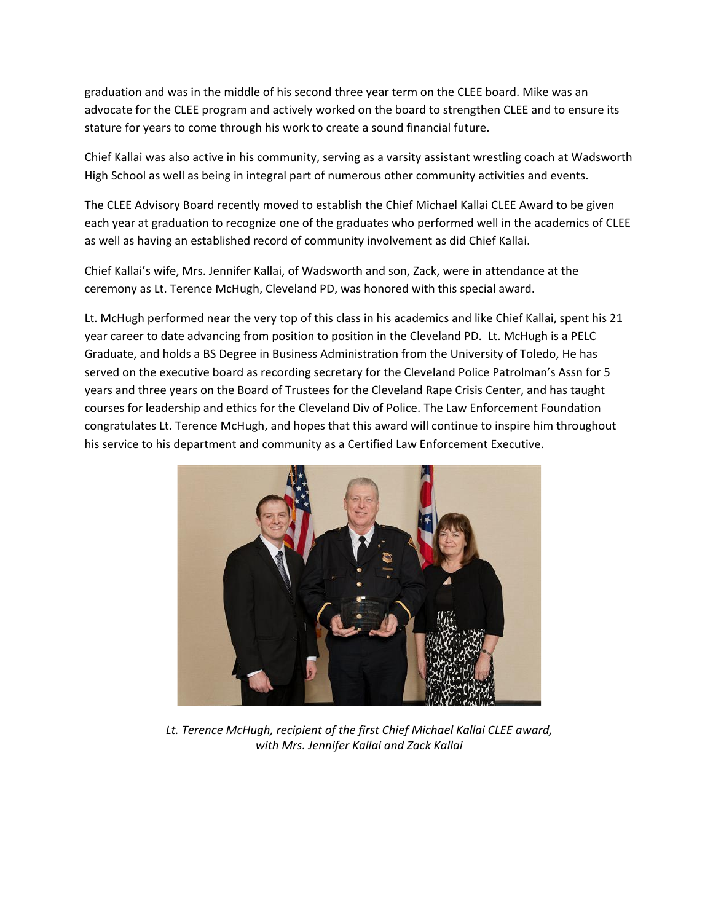graduation and was in the middle of his second three year term on the CLEE board. Mike was an advocate for the CLEE program and actively worked on the board to strengthen CLEE and to ensure its stature for years to come through his work to create a sound financial future.

Chief Kallai was also active in his community, serving as a varsity assistant wrestling coach at Wadsworth High School as well as being in integral part of numerous other community activities and events.

The CLEE Advisory Board recently moved to establish the Chief Michael Kallai CLEE Award to be given each year at graduation to recognize one of the graduates who performed well in the academics of CLEE as well as having an established record of community involvement as did Chief Kallai.

Chief Kallai's wife, Mrs. Jennifer Kallai, of Wadsworth and son, Zack, were in attendance at the ceremony as Lt. Terence McHugh, Cleveland PD, was honored with this special award.

Lt. McHugh performed near the very top of this class in his academics and like Chief Kallai, spent his 21 year career to date advancing from position to position in the Cleveland PD. Lt. McHugh is a PELC Graduate, and holds a BS Degree in Business Administration from the University of Toledo, He has served on the executive board as recording secretary for the Cleveland Police Patrolman's Assn for 5 years and three years on the Board of Trustees for the Cleveland Rape Crisis Center, and has taught courses for leadership and ethics for the Cleveland Div of Police. The Law Enforcement Foundation congratulates Lt. Terence McHugh, and hopes that this award will continue to inspire him throughout his service to his department and community as a Certified Law Enforcement Executive.

*Lt. Terence McHugh, recipient of the first Chief Michael Kallai CLEE award, with Mrs. Jennifer Kallai and Zack Kallai*